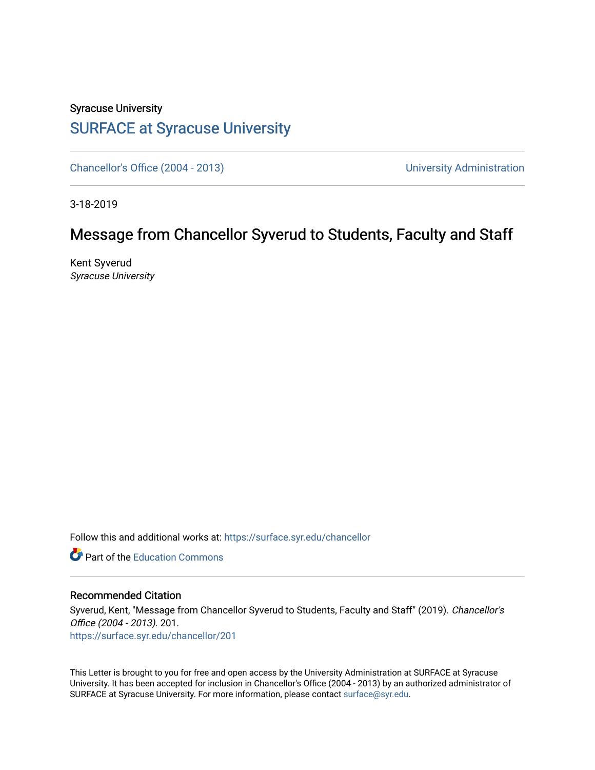Syracuse University

# SURFACE at Syracuse University

Chancellor's Office (2004 - 2013)　　　　University Administration

3-18-2019

## Message from Chancellor Syverud to Students, Faculty and Staff

Kent Syverud
*Syracuse University*

Follow this and additional works at: https://surface.syr.edu/chancellor

Part of the Education Commons

### Recommended Citation

Syverud, Kent, "Message from Chancellor Syverud to Students, Faculty and Staff" (2019). *Chancellor's Office (2004 - 2013)*. 201.
https://surface.syr.edu/chancellor/201

This Letter is brought to you for free and open access by the University Administration at SURFACE at Syracuse University. It has been accepted for inclusion in Chancellor's Office (2004 - 2013) by an authorized administrator of SURFACE at Syracuse University. For more information, please contact surface@syr.edu.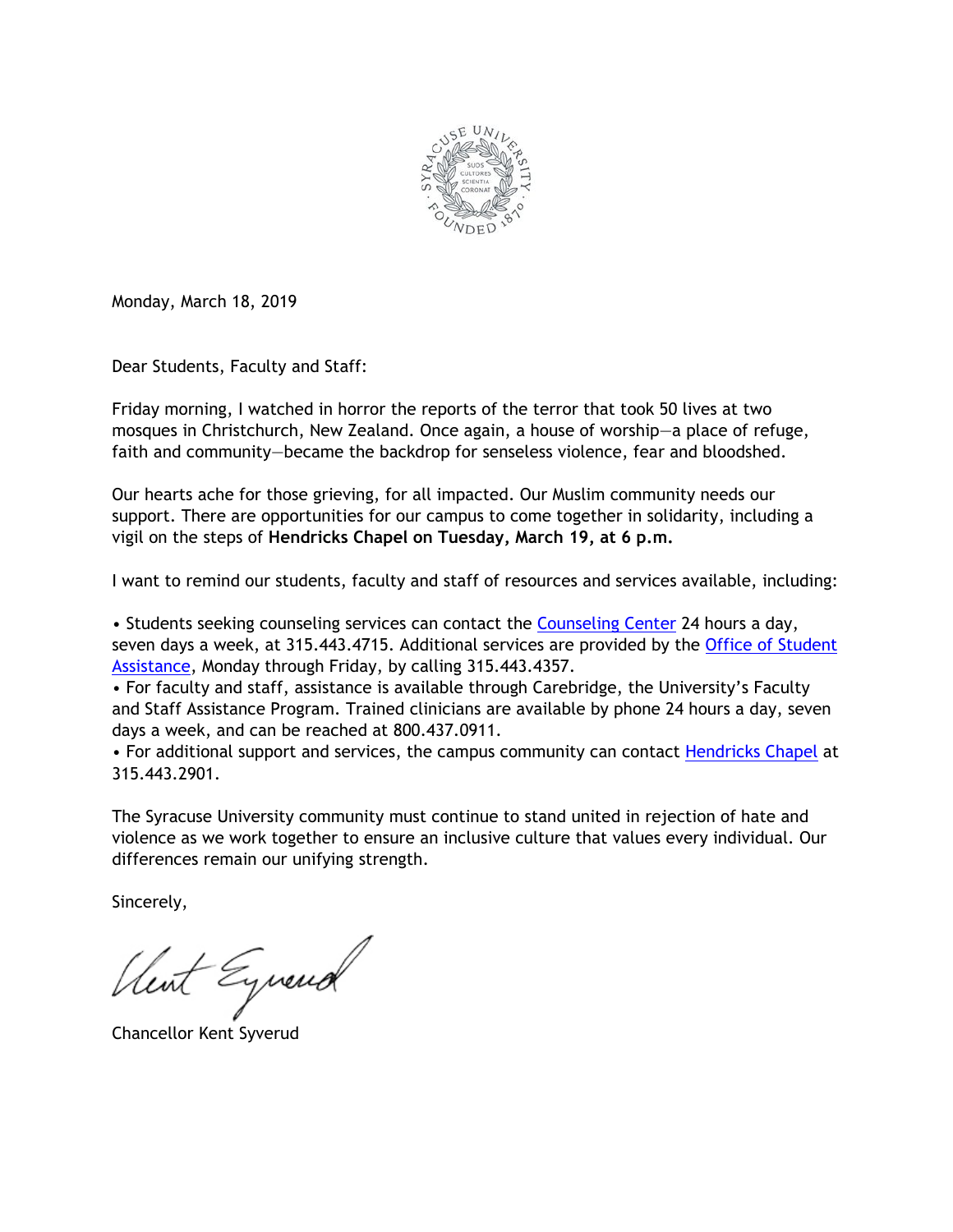Monday, March 18, 2019

Dear Students, Faculty and Staff:

Friday morning, I watched in horror the reports of the terror that took 50 lives at two mosques in Christchurch, New Zealand. Once again, a house of worship—a place of refuge, faith and community—became the backdrop for senseless violence, fear and bloodshed.

Our hearts ache for those grieving, for all impacted. Our Muslim community needs our support. There are opportunities for our campus to come together in solidarity, including a vigil on the steps of **Hendricks Chapel on Tuesday, March 19, at 6 p.m.**

I want to remind our students, faculty and staff of resources and services available, including:

• Students seeking counseling services can contact the Counseling Center 24 hours a day, seven days a week, at 315.443.4715. Additional services are provided by the Office of Student Assistance, Monday through Friday, by calling 315.443.4357.
• For faculty and staff, assistance is available through Carebridge, the University's Faculty and Staff Assistance Program. Trained clinicians are available by phone 24 hours a day, seven days a week, and can be reached at 800.437.0911.
• For additional support and services, the campus community can contact Hendricks Chapel at 315.443.2901.

The Syracuse University community must continue to stand united in rejection of hate and violence as we work together to ensure an inclusive culture that values every individual. Our differences remain our unifying strength.

Sincerely,

Kent Syverud

Chancellor Kent Syverud